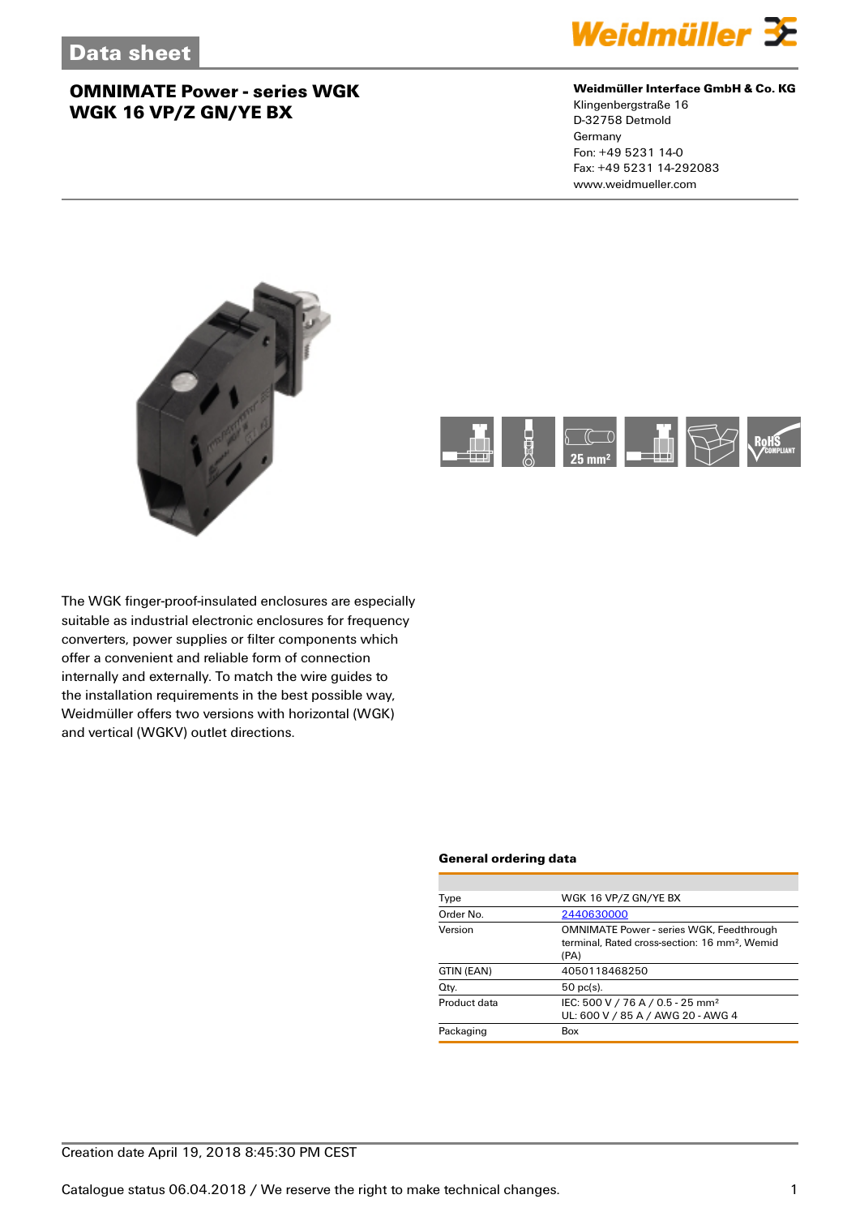# Data sheet

## OMNIMATE Power - series WGK
## WGK 16 VP/Z GN/YE BX

**Weidmüller Interface GmbH & Co. KG**
Klingenbergstraße 16
D-32758 Detmold
Germany
Fon: +49 5231 14-0
Fax: +49 5231 14-292083
www.weidmueller.com

The WGK finger-proof-insulated enclosures are especially suitable as industrial electronic enclosures for frequency converters, power supplies or filter components which offer a convenient and reliable form of connection internally and externally. To match the wire guides to the installation requirements in the best possible way, Weidmüller offers two versions with horizontal (WGK) and vertical (WGKV) outlet directions.

### General ordering data

| | |
|---|---|
| Type | WGK 16 VP/Z GN/YE BX |
| Order No. | 2440630000 |
| Version | OMNIMATE Power - series WGK, Feedthrough terminal, Rated cross-section: 16 mm², Wemid (PA) |
| GTIN (EAN) | 4050118468250 |
| Qty. | 50 pc(s). |
| Product data | IEC: 500 V / 76 A / 0.5 - 25 mm²<br>UL: 600 V / 85 A / AWG 20 - AWG 4 |
| Packaging | Box |

Creation date April 19, 2018 8:45:30 PM CEST

Catalogue status 06.04.2018 / We reserve the right to make technical changes.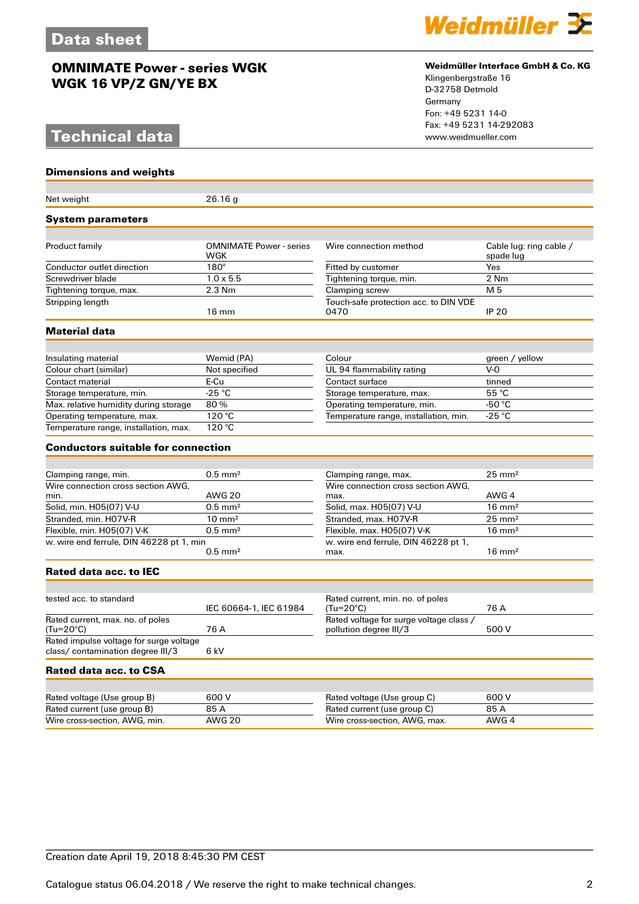# Data sheet

## OMNIMATE Power - series WGK
## WGK 16 VP/Z GN/YE BX

**Weidmüller Interface GmbH & Co. KG**
Klingenbergstraße 16
D-32758 Detmold
Germany
Fon: +49 5231 14-0
Fax: +49 5231 14-292083
www.weidmueller.com

# Technical data

### Dimensions and weights

| | |
|---|---|
| Net weight | 26.16 g |

### System parameters

| | | | |
|---|---|---|---|
| Product family | OMNIMATE Power - series WGK | Wire connection method | Cable lug: ring cable / spade lug |
| Conductor outlet direction | 180° | Fitted by customer | Yes |
| Screwdriver blade | 1.0 x 5.5 | Tightening torque, min. | 2 Nm |
| Tightening torque, max. | 2.3 Nm | Clamping screw | M 5 |
| Stripping length | 16 mm | Touch-safe protection acc. to DIN VDE 0470 | IP 20 |

### Material data

| | | | |
|---|---|---|---|
| Insulating material | Wemid (PA) | Colour | green / yellow |
| Colour chart (similar) | Not specified | UL 94 flammability rating | V-0 |
| Contact material | E-Cu | Contact surface | tinned |
| Storage temperature, min. | -25 °C | Storage temperature, max. | 55 °C |
| Max. relative humidity during storage | 80 % | Operating temperature, min. | -50 °C |
| Operating temperature, max. | 120 °C | Temperature range, installation, min. | -25 °C |
| Temperature range, installation, max. | 120 °C | | |

### Conductors suitable for connection

| | | | |
|---|---|---|---|
| Clamping range, min. | 0.5 mm² | Clamping range, max. | 25 mm² |
| Wire connection cross section AWG, min. | AWG 20 | Wire connection cross section AWG, max. | AWG 4 |
| Solid, min. H05(07) V-U | 0.5 mm² | Solid, max. H05(07) V-U | 16 mm² |
| Stranded, min. H07V-R | 10 mm² | Stranded, max. H07V-R | 25 mm² |
| Flexible, min. H05(07) V-K | 0.5 mm² | Flexible, max. H05(07) V-K | 16 mm² |
| w. wire end ferrule, DIN 46228 pt 1, min | 0.5 mm² | w. wire end ferrule, DIN 46228 pt 1, max. | 16 mm² |

### Rated data acc. to IEC

| | | | |
|---|---|---|---|
| tested acc. to standard | IEC 60664-1, IEC 61984 | Rated current, min. no. of poles (Tu=20°C) | 76 A |
| Rated current, max. no. of poles (Tu=20°C) | 76 A | Rated voltage for surge voltage class / pollution degree III/3 | 500 V |
| Rated impulse voltage for surge voltage class/ contamination degree III/3 | 6 kV | | |

### Rated data acc. to CSA

| | | | |
|---|---|---|---|
| Rated voltage (Use group B) | 600 V | Rated voltage (Use group C) | 600 V |
| Rated current (use group B) | 85 A | Rated current (use group C) | 85 A |
| Wire cross-section, AWG, min. | AWG 20 | Wire cross-section, AWG, max. | AWG 4 |

Creation date April 19, 2018 8:45:30 PM CEST

Catalogue status 06.04.2018 / We reserve the right to make technical changes.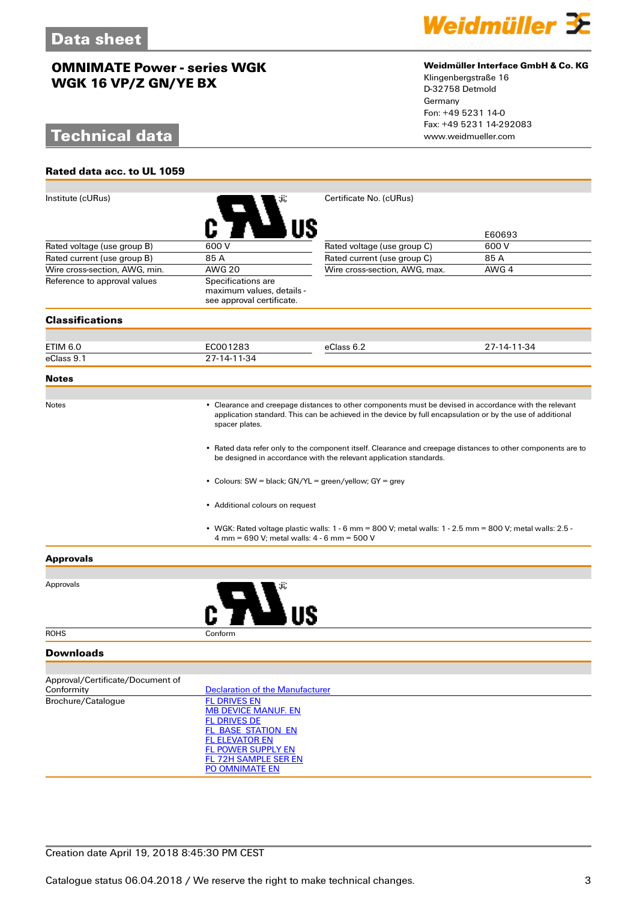# Data sheet

## OMNIMATE Power - series WGK
## WGK 16 VP/Z GN/YE BX

**Weidmüller Interface GmbH & Co. KG**
Klingenbergstraße 16
D-32758 Detmold
Germany
Fon: +49 5231 14-0
Fax: +49 5231 14-292083
www.weidmueller.com

# Technical data

### Rated data acc. to UL 1059

| | | | |
|---|---|---|---|
| Institute (cURus) | | Certificate No. (cURus) | E60693 |
| Rated voltage (use group B) | 600 V | Rated voltage (use group C) | 600 V |
| Rated current (use group B) | 85 A | Rated current (use group C) | 85 A |
| Wire cross-section, AWG, min. | AWG 20 | Wire cross-section, AWG, max. | AWG 4 |
| Reference to approval values | Specifications are maximum values, details - see approval certificate. | | |

### Classifications

| | | | |
|---|---|---|---|
| ETIM 6.0 | EC001283 | eClass 6.2 | 27-14-11-34 |
| eClass 9.1 | 27-14-11-34 | | |

### Notes

Notes

- Clearance and creepage distances to other components must be devised in accordance with the relevant application standard. This can be achieved in the device by full encapsulation or by the use of additional spacer plates.
- Rated data refer only to the component itself. Clearance and creepage distances to other components are to be designed in accordance with the relevant application standards.
- Colours: SW = black; GN/YL = green/yellow; GY = grey
- Additional colours on request
- WGK: Rated voltage plastic walls: 1 - 6 mm = 800 V; metal walls: 1 - 2.5 mm = 800 V; metal walls: 2.5 - 4 mm = 690 V; metal walls: 4 - 6 mm = 500 V

### Approvals

| | |
|---|---|
| Approvals | |
| ROHS | Conform |

### Downloads

| | |
|---|---|
| Approval/Certificate/Document of Conformity | Declaration of the Manufacturer |
| Brochure/Catalogue | FL DRIVES EN<br>MB DEVICE MANUF. EN<br>FL DRIVES DE<br>FL_BASE_STATION_EN<br>FL ELEVATOR EN<br>FL POWER SUPPLY EN<br>FL 72H SAMPLE SER EN<br>PO OMNIMATE EN |

Creation date April 19, 2018 8:45:30 PM CEST

Catalogue status 06.04.2018 / We reserve the right to make technical changes.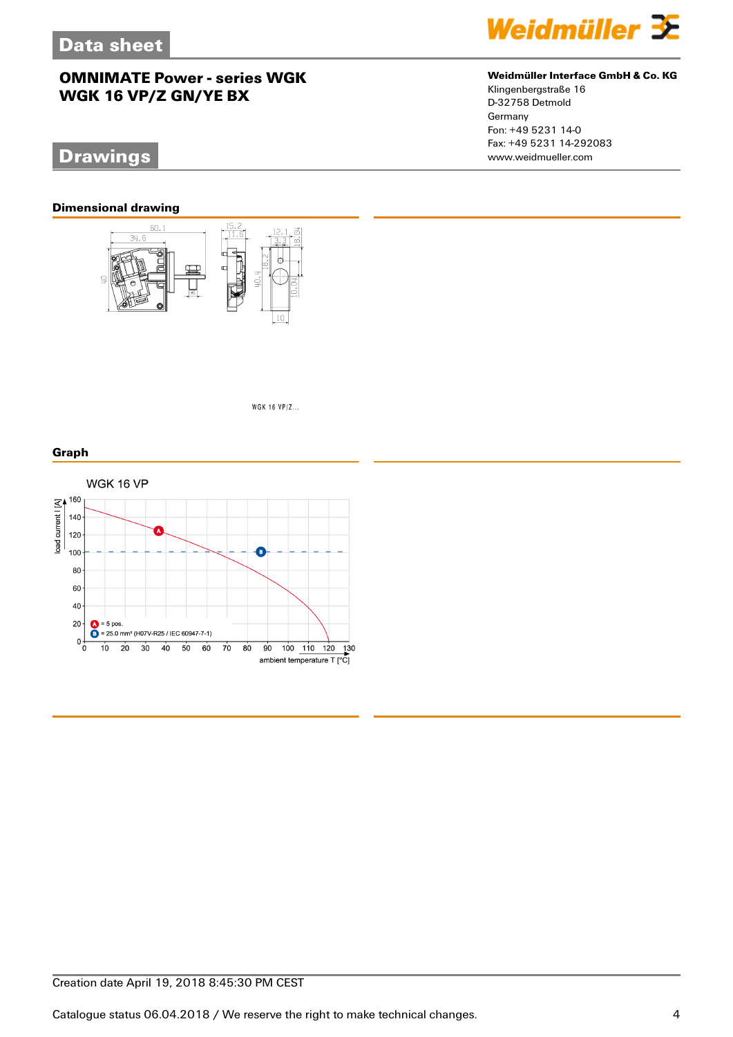## Data sheet

### OMNIMATE Power - series WGK
### WGK 16 VP/Z GN/YE BX

**Weidmüller Interface GmbH & Co. KG**
Klingenbergstraße 16
D-32758 Detmold
Germany
Fon: +49 5231 14-0
Fax: +49 5231 14-292083
www.weidmueller.com

## Drawings

### Dimensional drawing

60.1
34.6
15.2
11.6
12.1
3.3
18.64
40
18.2
40.4
10.04
10

WGK 16 VP/Z...

### Graph

WGK 16 VP

load current I [A]
160
140
120
100
80
60
40
20
0

0 10 20 30 40 50 60 70 80 90 100 110 120 130
ambient temperature T [°C]

A = 5 pos.
B = 25.0 mm² (H07V-R25 / IEC 60947-7-1)

Creation date April 19, 2018 8:45:30 PM CEST

Catalogue status 06.04.2018 / We reserve the right to make technical changes.